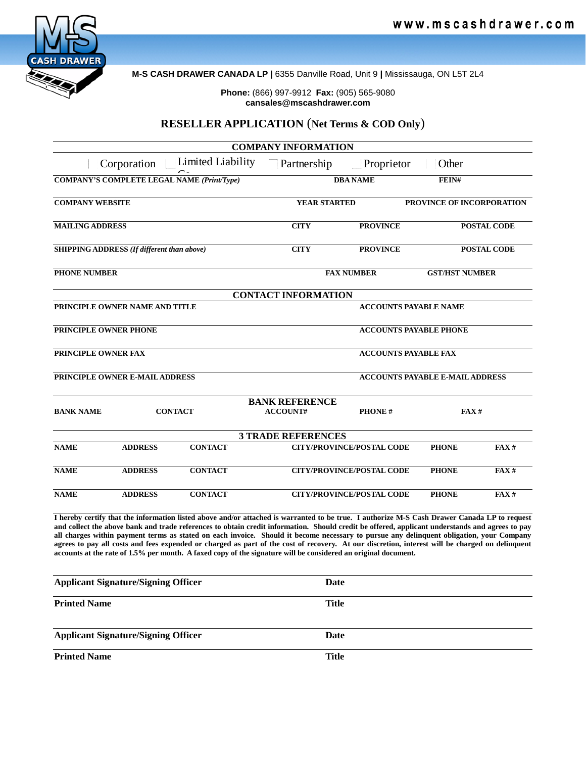www.mscashdrawer.com

**M-S CASH DRAWER CANADA LP |** 6355 Danville Road, Unit 9 **|** Mississauga, ON L5T 2L4

**Phone:** (866) 997-9912 **Fax:** (905) 565-9080
**cansales@mscashdrawer.com**

# RESELLER APPLICATION (Net Terms & COD Only)

## COMPANY INFORMATION

☐ Corporation ☐ Limited Liability Co ☐ Partnership ☐ Proprietor ☐ Other

| COMPANY'S COMPLETE LEGAL NAME *(Print/Type)* | DBA NAME | FEIN# |
|---|---|---|
| | | |

| COMPANY WEBSITE | YEAR STARTED | PROVINCE OF INCORPORATION |
|---|---|---|
| | | |

| MAILING ADDRESS | CITY | PROVINCE | POSTAL CODE |
|---|---|---|---|
| | | | |

| SHIPPING ADDRESS *(If different than above)* | CITY | PROVINCE | POSTAL CODE |
|---|---|---|---|
| | | | |

| PHONE NUMBER | FAX NUMBER | GST/HST NUMBER |
|---|---|---|
| | | |

## CONTACT INFORMATION

| PRINCIPLE OWNER NAME AND TITLE | ACCOUNTS PAYABLE NAME |
|---|---|
| PRINCIPLE OWNER PHONE | ACCOUNTS PAYABLE PHONE |
| PRINCIPLE OWNER FAX | ACCOUNTS PAYABLE FAX |
| PRINCIPLE OWNER E-MAIL ADDRESS | ACCOUNTS PAYABLE E-MAIL ADDRESS |

## BANK REFERENCE

| BANK NAME | CONTACT | ACCOUNT# | PHONE # | FAX # |
|---|---|---|---|---|
| | | | | |

## 3 TRADE REFERENCES

| NAME | ADDRESS | CONTACT | CITY/PROVINCE/POSTAL CODE | PHONE | FAX # |
|---|---|---|---|---|---|
| NAME | ADDRESS | CONTACT | CITY/PROVINCE/POSTAL CODE | PHONE | FAX # |
| NAME | ADDRESS | CONTACT | CITY/PROVINCE/POSTAL CODE | PHONE | FAX # |

**I hereby certify that the information listed above and/or attached is warranted to be true. I authorize M-S Cash Drawer Canada LP to request and collect the above bank and trade references to obtain credit information. Should credit be offered, applicant understands and agrees to pay all charges within payment terms as stated on each invoice. Should it become necessary to pursue any delinquent obligation, your Company agrees to pay all costs and fees expended or charged as part of the cost of recovery. At our discretion, interest will be charged on delinquent accounts at the rate of 1.5% per month. A faxed copy of the signature will be considered an original document.**

| Applicant Signature/Signing Officer | Date |
|---|---|
| Printed Name | Title |

| Applicant Signature/Signing Officer | Date |
|---|---|
| Printed Name | Title |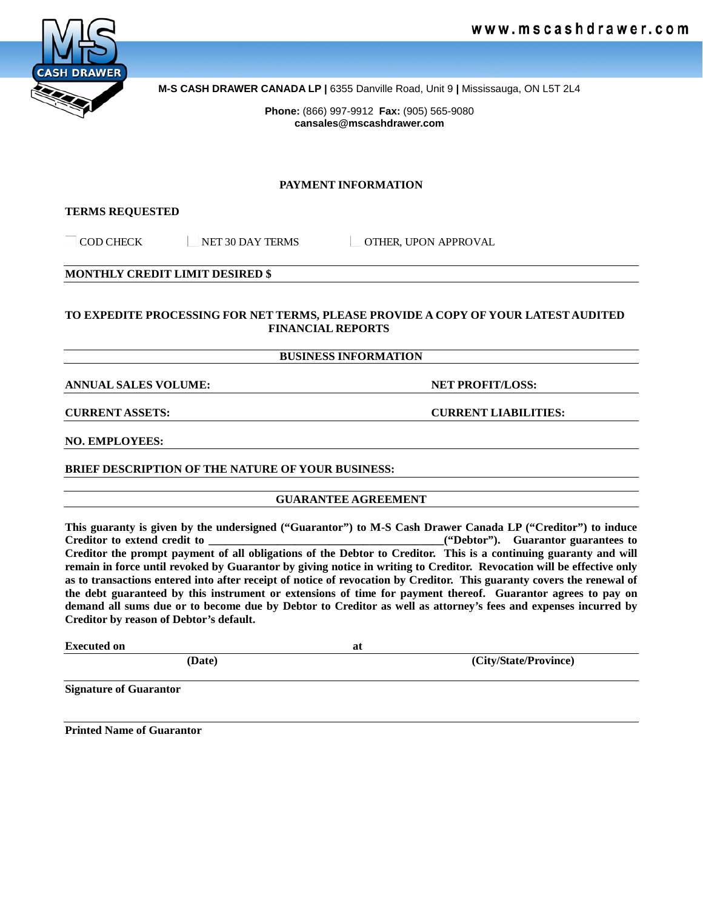www.mscashdrawer.com

**M-S CASH DRAWER CANADA LP |** 6355 Danville Road, Unit 9 **|** Mississauga, ON L5T 2L4

**Phone:** (866) 997-9912 **Fax:** (905) 565-9080
**cansales@mscashdrawer.com**

## PAYMENT INFORMATION

**TERMS REQUESTED**

☐ COD CHECK ☐ NET 30 DAY TERMS ☐ OTHER, UPON APPROVAL

**MONTHLY CREDIT LIMIT DESIRED $**

**TO EXPEDITE PROCESSING FOR NET TERMS, PLEASE PROVIDE A COPY OF YOUR LATEST AUDITED FINANCIAL REPORTS**

## BUSINESS INFORMATION

**ANNUAL SALES VOLUME:** **NET PROFIT/LOSS:**

**CURRENT ASSETS:** **CURRENT LIABILITIES:**

**NO. EMPLOYEES:**

**BRIEF DESCRIPTION OF THE NATURE OF YOUR BUSINESS:**

## GUARANTEE AGREEMENT

**This guaranty is given by the undersigned (“Guarantor”) to M-S Cash Drawer Canada LP (“Creditor”) to induce Creditor to extend credit to \_\_\_\_\_\_\_\_\_\_\_\_\_\_\_\_\_\_\_\_\_\_\_\_\_\_\_\_\_\_\_\_\_\_\_\_\_\_\_\_(“Debtor”). Guarantor guarantees to Creditor the prompt payment of all obligations of the Debtor to Creditor. This is a continuing guaranty and will remain in force until revoked by Guarantor by giving notice in writing to Creditor. Revocation will be effective only as to transactions entered into after receipt of notice of revocation by Creditor. This guaranty covers the renewal of the debt guaranteed by this instrument or extensions of time for payment thereof. Guarantor agrees to pay on demand all sums due or to become due by Debtor to Creditor as well as attorney’s fees and expenses incurred by Creditor by reason of Debtor’s default.**

**Executed on** **at**

**(Date)** **(City/State/Province)**

**Signature of Guarantor**

**Printed Name of Guarantor**